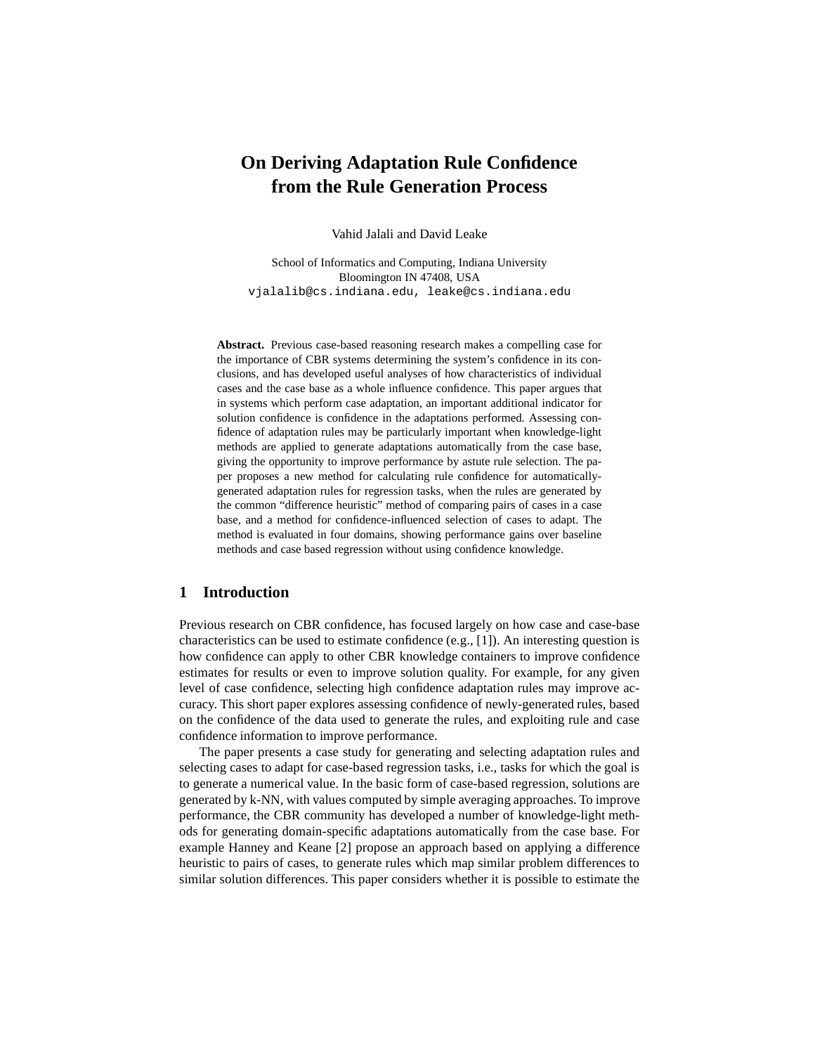# On Deriving Adaptation Rule Confidence from the Rule Generation Process

Vahid Jalali and David Leake

School of Informatics and Computing, Indiana University
Bloomington IN 47408, USA
vjalalib@cs.indiana.edu, leake@cs.indiana.edu

**Abstract.** Previous case-based reasoning research makes a compelling case for the importance of CBR systems determining the system's confidence in its conclusions, and has developed useful analyses of how characteristics of individual cases and the case base as a whole influence confidence. This paper argues that in systems which perform case adaptation, an important additional indicator for solution confidence is confidence in the adaptations performed. Assessing confidence of adaptation rules may be particularly important when knowledge-light methods are applied to generate adaptations automatically from the case base, giving the opportunity to improve performance by astute rule selection. The paper proposes a new method for calculating rule confidence for automatically-generated adaptation rules for regression tasks, when the rules are generated by the common "difference heuristic" method of comparing pairs of cases in a case base, and a method for confidence-influenced selection of cases to adapt. The method is evaluated in four domains, showing performance gains over baseline methods and case based regression without using confidence knowledge.

## 1 Introduction

Previous research on CBR confidence, has focused largely on how case and case-base characteristics can be used to estimate confidence (e.g., [1]). An interesting question is how confidence can apply to other CBR knowledge containers to improve confidence estimates for results or even to improve solution quality. For example, for any given level of case confidence, selecting high confidence adaptation rules may improve accuracy. This short paper explores assessing confidence of newly-generated rules, based on the confidence of the data used to generate the rules, and exploiting rule and case confidence information to improve performance.

The paper presents a case study for generating and selecting adaptation rules and selecting cases to adapt for case-based regression tasks, i.e., tasks for which the goal is to generate a numerical value. In the basic form of case-based regression, solutions are generated by k-NN, with values computed by simple averaging approaches. To improve performance, the CBR community has developed a number of knowledge-light methods for generating domain-specific adaptations automatically from the case base. For example Hanney and Keane [2] propose an approach based on applying a difference heuristic to pairs of cases, to generate rules which map similar problem differences to similar solution differences. This paper considers whether it is possible to estimate the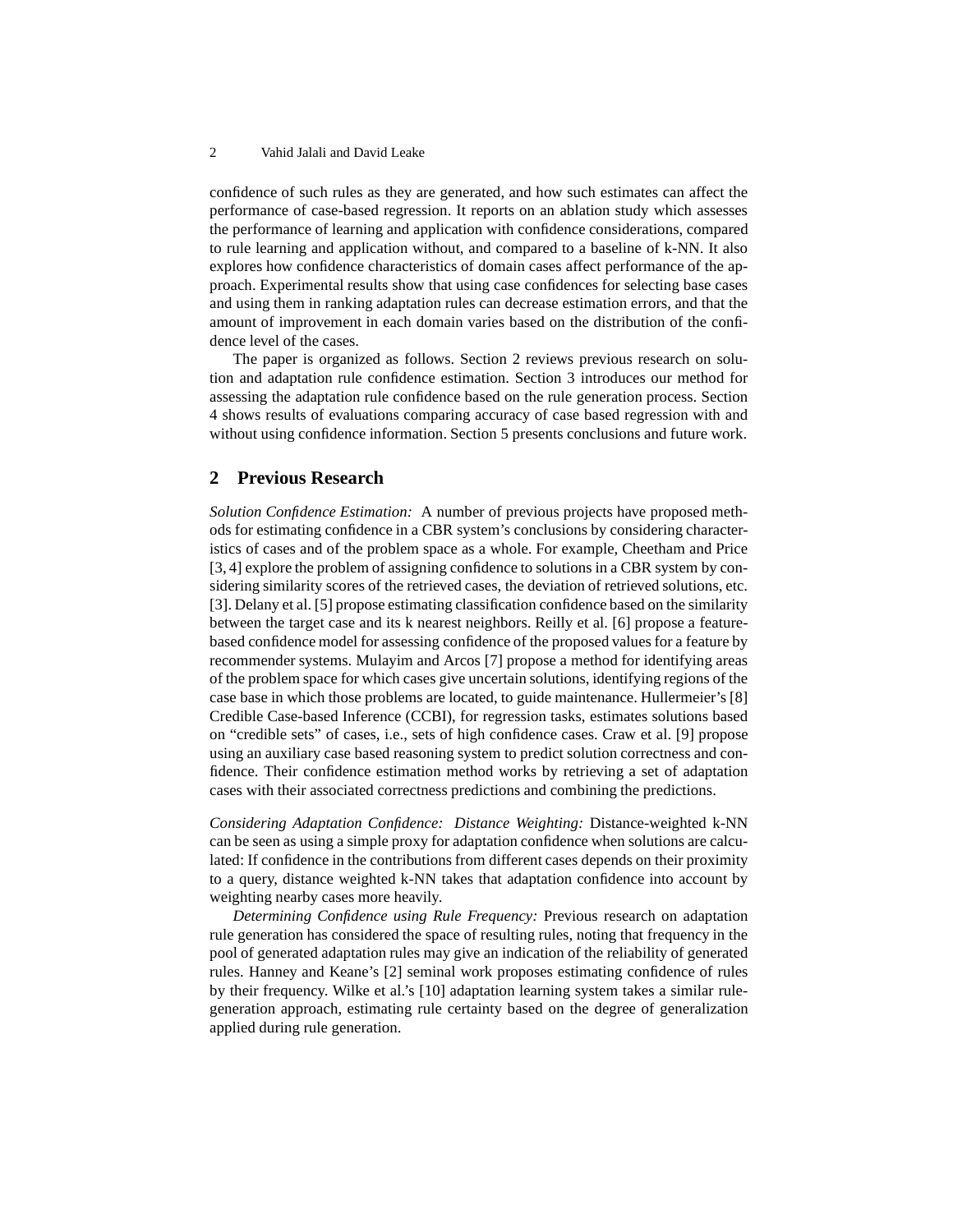confidence of such rules as they are generated, and how such estimates can affect the performance of case-based regression. It reports on an ablation study which assesses the performance of learning and application with confidence considerations, compared to rule learning and application without, and compared to a baseline of k-NN. It also explores how confidence characteristics of domain cases affect performance of the approach. Experimental results show that using case confidences for selecting base cases and using them in ranking adaptation rules can decrease estimation errors, and that the amount of improvement in each domain varies based on the distribution of the confidence level of the cases.

The paper is organized as follows. Section 2 reviews previous research on solution and adaptation rule confidence estimation. Section 3 introduces our method for assessing the adaptation rule confidence based on the rule generation process. Section 4 shows results of evaluations comparing accuracy of case based regression with and without using confidence information. Section 5 presents conclusions and future work.

## 2 Previous Research

*Solution Confidence Estimation:* A number of previous projects have proposed methods for estimating confidence in a CBR system's conclusions by considering characteristics of cases and of the problem space as a whole. For example, Cheetham and Price [3, 4] explore the problem of assigning confidence to solutions in a CBR system by considering similarity scores of the retrieved cases, the deviation of retrieved solutions, etc. [3]. Delany et al. [5] propose estimating classification confidence based on the similarity between the target case and its k nearest neighbors. Reilly et al. [6] propose a feature-based confidence model for assessing confidence of the proposed values for a feature by recommender systems. Mulayim and Arcos [7] propose a method for identifying areas of the problem space for which cases give uncertain solutions, identifying regions of the case base in which those problems are located, to guide maintenance. Hullermeier's [8] Credible Case-based Inference (CCBI), for regression tasks, estimates solutions based on "credible sets" of cases, i.e., sets of high confidence cases. Craw et al. [9] propose using an auxiliary case based reasoning system to predict solution correctness and confidence. Their confidence estimation method works by retrieving a set of adaptation cases with their associated correctness predictions and combining the predictions.

*Considering Adaptation Confidence: Distance Weighting:* Distance-weighted k-NN can be seen as using a simple proxy for adaptation confidence when solutions are calculated: If confidence in the contributions from different cases depends on their proximity to a query, distance weighted k-NN takes that adaptation confidence into account by weighting nearby cases more heavily.

*Determining Confidence using Rule Frequency:* Previous research on adaptation rule generation has considered the space of resulting rules, noting that frequency in the pool of generated adaptation rules may give an indication of the reliability of generated rules. Hanney and Keane's [2] seminal work proposes estimating confidence of rules by their frequency. Wilke et al.'s [10] adaptation learning system takes a similar rule-generation approach, estimating rule certainty based on the degree of generalization applied during rule generation.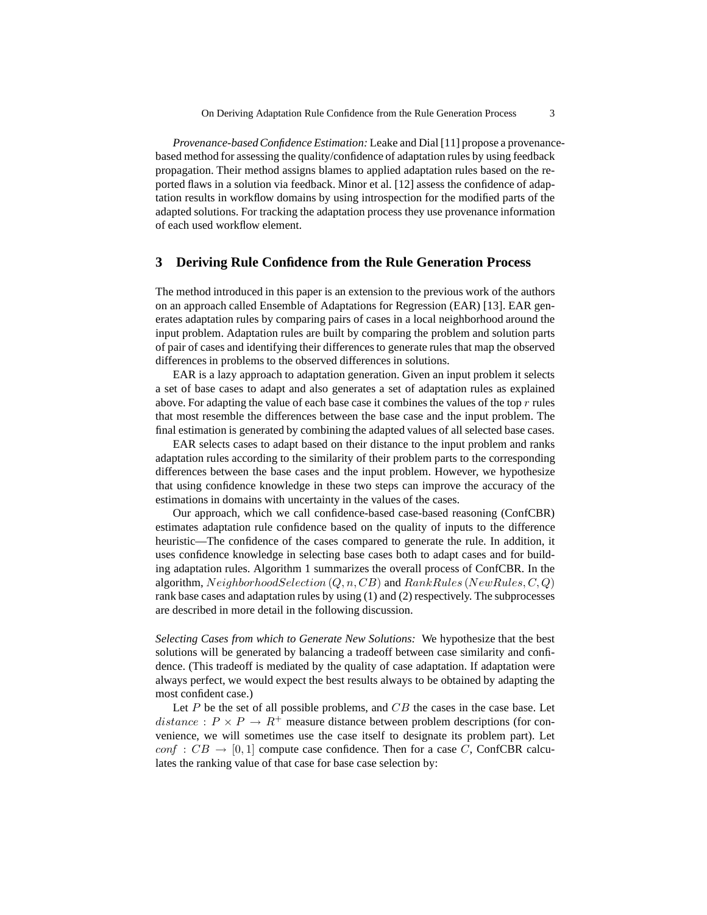*Provenance-based Confidence Estimation:* Leake and Dial [11] propose a provenance-based method for assessing the quality/confidence of adaptation rules by using feedback propagation. Their method assigns blames to applied adaptation rules based on the reported flaws in a solution via feedback. Minor et al. [12] assess the confidence of adaptation results in workflow domains by using introspection for the modified parts of the adapted solutions. For tracking the adaptation process they use provenance information of each used workflow element.

## 3 Deriving Rule Confidence from the Rule Generation Process

The method introduced in this paper is an extension to the previous work of the authors on an approach called Ensemble of Adaptations for Regression (EAR) [13]. EAR generates adaptation rules by comparing pairs of cases in a local neighborhood around the input problem. Adaptation rules are built by comparing the problem and solution parts of pair of cases and identifying their differences to generate rules that map the observed differences in problems to the observed differences in solutions.

EAR is a lazy approach to adaptation generation. Given an input problem it selects a set of base cases to adapt and also generates a set of adaptation rules as explained above. For adapting the value of each base case it combines the values of the top $r$ rules that most resemble the differences between the base case and the input problem. The final estimation is generated by combining the adapted values of all selected base cases.

EAR selects cases to adapt based on their distance to the input problem and ranks adaptation rules according to the similarity of their problem parts to the corresponding differences between the base cases and the input problem. However, we hypothesize that using confidence knowledge in these two steps can improve the accuracy of the estimations in domains with uncertainty in the values of the cases.

Our approach, which we call confidence-based case-based reasoning (ConfCBR) estimates adaptation rule confidence based on the quality of inputs to the difference heuristic—The confidence of the cases compared to generate the rule. In addition, it uses confidence knowledge in selecting base cases both to adapt cases and for building adaptation rules. Algorithm 1 summarizes the overall process of ConfCBR. In the algorithm, $NeighborhoodSelection\,(Q, n, CB)$ and $RankRules\,(NewRules, C, Q)$ rank base cases and adaptation rules by using (1) and (2) respectively. The subprocesses are described in more detail in the following discussion.

*Selecting Cases from which to Generate New Solutions:* We hypothesize that the best solutions will be generated by balancing a tradeoff between case similarity and confidence. (This tradeoff is mediated by the quality of case adaptation. If adaptation were always perfect, we would expect the best results always to be obtained by adapting the most confident case.)

Let $P$ be the set of all possible problems, and $CB$ the cases in the case base. Let $distance : P \times P \rightarrow R^{+}$ measure distance between problem descriptions (for convenience, we will sometimes use the case itself to designate its problem part). Let $conf : CB \rightarrow [0,1]$ compute case confidence. Then for a case $C$, ConfCBR calculates the ranking value of that case for base case selection by: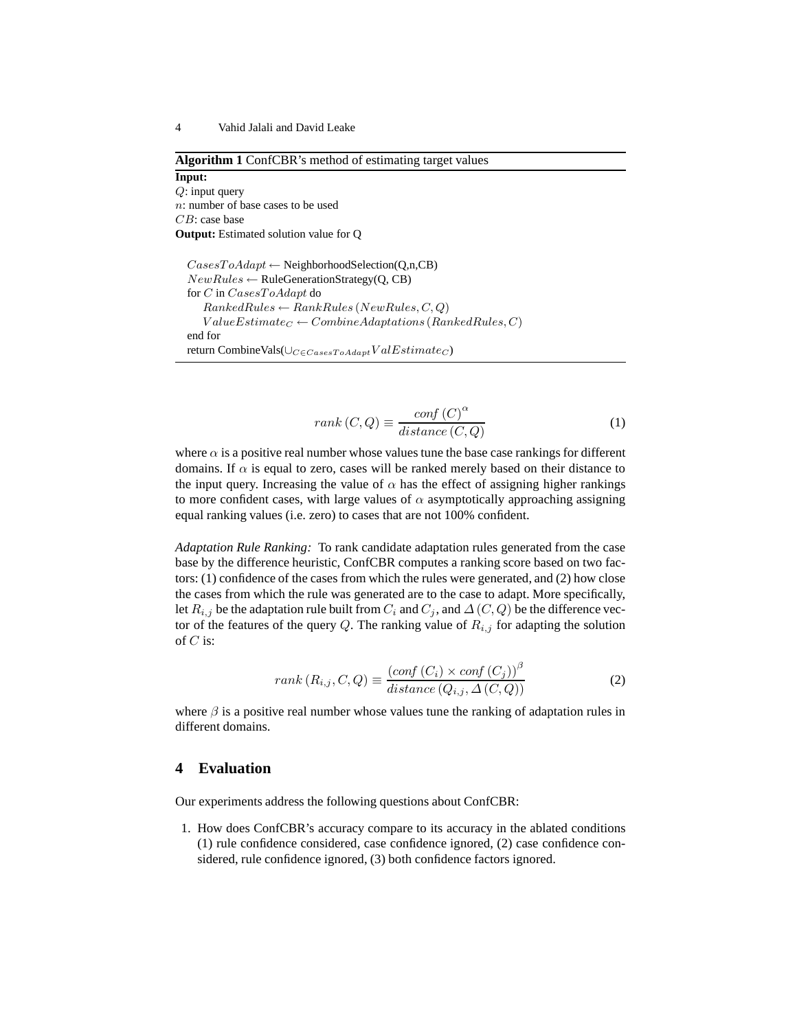**Algorithm 1** ConfCBR's method of estimating target values

**Input:**
$Q$: input query
$n$: number of base cases to be used
$CB$: case base
**Output:** Estimated solution value for Q

```
CasesToAdapt ← NeighborhoodSelection(Q,n,CB)
NewRules ← RuleGenerationStrategy(Q, CB)
for C in CasesToAdapt do
    RankedRules ← RankRules(NewRules, C, Q)
    ValueEstimate_C ← CombineAdaptations(RankedRules, C)
end for
return CombineVals(∪_{C∈CasesToAdapt} ValEstimate_C)
```

$$rank\left(C,Q\right) \equiv \frac{conf\left(C\right)^{\alpha}}{distance\left(C,Q\right)} \tag{1}$$

where $\alpha$ is a positive real number whose values tune the base case rankings for different domains. If $\alpha$ is equal to zero, cases will be ranked merely based on their distance to the input query. Increasing the value of $\alpha$ has the effect of assigning higher rankings to more confident cases, with large values of $\alpha$ asymptotically approaching assigning equal ranking values (i.e. zero) to cases that are not 100% confident.

*Adaptation Rule Ranking:* To rank candidate adaptation rules generated from the case base by the difference heuristic, ConfCBR computes a ranking score based on two factors: (1) confidence of the cases from which the rules were generated, and (2) how close the cases from which the rule was generated are to the case to adapt. More specifically, let $R_{i,j}$ be the adaptation rule built from $C_i$ and $C_j$, and $\Delta\left(C,Q\right)$ be the difference vector of the features of the query $Q$. The ranking value of $R_{i,j}$ for adapting the solution of $C$ is:

$$rank\left(R_{i,j},C,Q\right) \equiv \frac{\left(conf\left(C_i\right) \times conf\left(C_j\right)\right)^{\beta}}{distance\left(Q_{i,j},\Delta\left(C,Q\right)\right)} \tag{2}$$

where $\beta$ is a positive real number whose values tune the ranking of adaptation rules in different domains.

## 4 Evaluation

Our experiments address the following questions about ConfCBR:

1. How does ConfCBR's accuracy compare to its accuracy in the ablated conditions (1) rule confidence considered, case confidence ignored, (2) case confidence considered, rule confidence ignored, (3) both confidence factors ignored.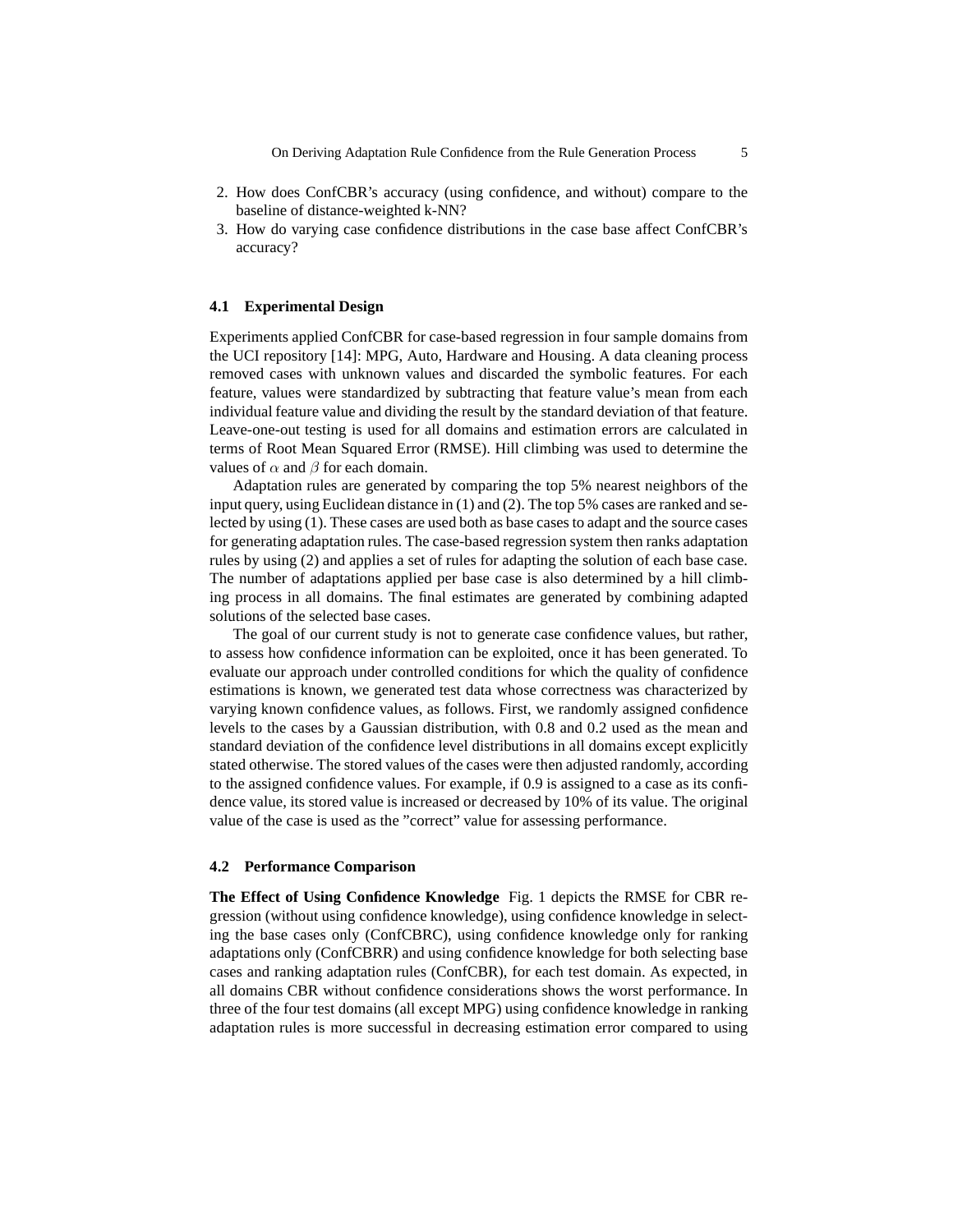2. How does ConfCBR's accuracy (using confidence, and without) compare to the baseline of distance-weighted k-NN?
3. How do varying case confidence distributions in the case base affect ConfCBR's accuracy?

### 4.1 Experimental Design

Experiments applied ConfCBR for case-based regression in four sample domains from the UCI repository [14]: MPG, Auto, Hardware and Housing. A data cleaning process removed cases with unknown values and discarded the symbolic features. For each feature, values were standardized by subtracting that feature value's mean from each individual feature value and dividing the result by the standard deviation of that feature. Leave-one-out testing is used for all domains and estimation errors are calculated in terms of Root Mean Squared Error (RMSE). Hill climbing was used to determine the values of $\alpha$ and $\beta$ for each domain.

Adaptation rules are generated by comparing the top 5% nearest neighbors of the input query, using Euclidean distance in (1) and (2). The top 5% cases are ranked and selected by using (1). These cases are used both as base cases to adapt and the source cases for generating adaptation rules. The case-based regression system then ranks adaptation rules by using (2) and applies a set of rules for adapting the solution of each base case. The number of adaptations applied per base case is also determined by a hill climbing process in all domains. The final estimates are generated by combining adapted solutions of the selected base cases.

The goal of our current study is not to generate case confidence values, but rather, to assess how confidence information can be exploited, once it has been generated. To evaluate our approach under controlled conditions for which the quality of confidence estimations is known, we generated test data whose correctness was characterized by varying known confidence values, as follows. First, we randomly assigned confidence levels to the cases by a Gaussian distribution, with 0.8 and 0.2 used as the mean and standard deviation of the confidence level distributions in all domains except explicitly stated otherwise. The stored values of the cases were then adjusted randomly, according to the assigned confidence values. For example, if 0.9 is assigned to a case as its confidence value, its stored value is increased or decreased by 10% of its value. The original value of the case is used as the "correct" value for assessing performance.

### 4.2 Performance Comparison

**The Effect of Using Confidence Knowledge** Fig. 1 depicts the RMSE for CBR regression (without using confidence knowledge), using confidence knowledge in selecting the base cases only (ConfCBRC), using confidence knowledge only for ranking adaptations only (ConfCBRR) and using confidence knowledge for both selecting base cases and ranking adaptation rules (ConfCBR), for each test domain. As expected, in all domains CBR without confidence considerations shows the worst performance. In three of the four test domains (all except MPG) using confidence knowledge in ranking adaptation rules is more successful in decreasing estimation error compared to using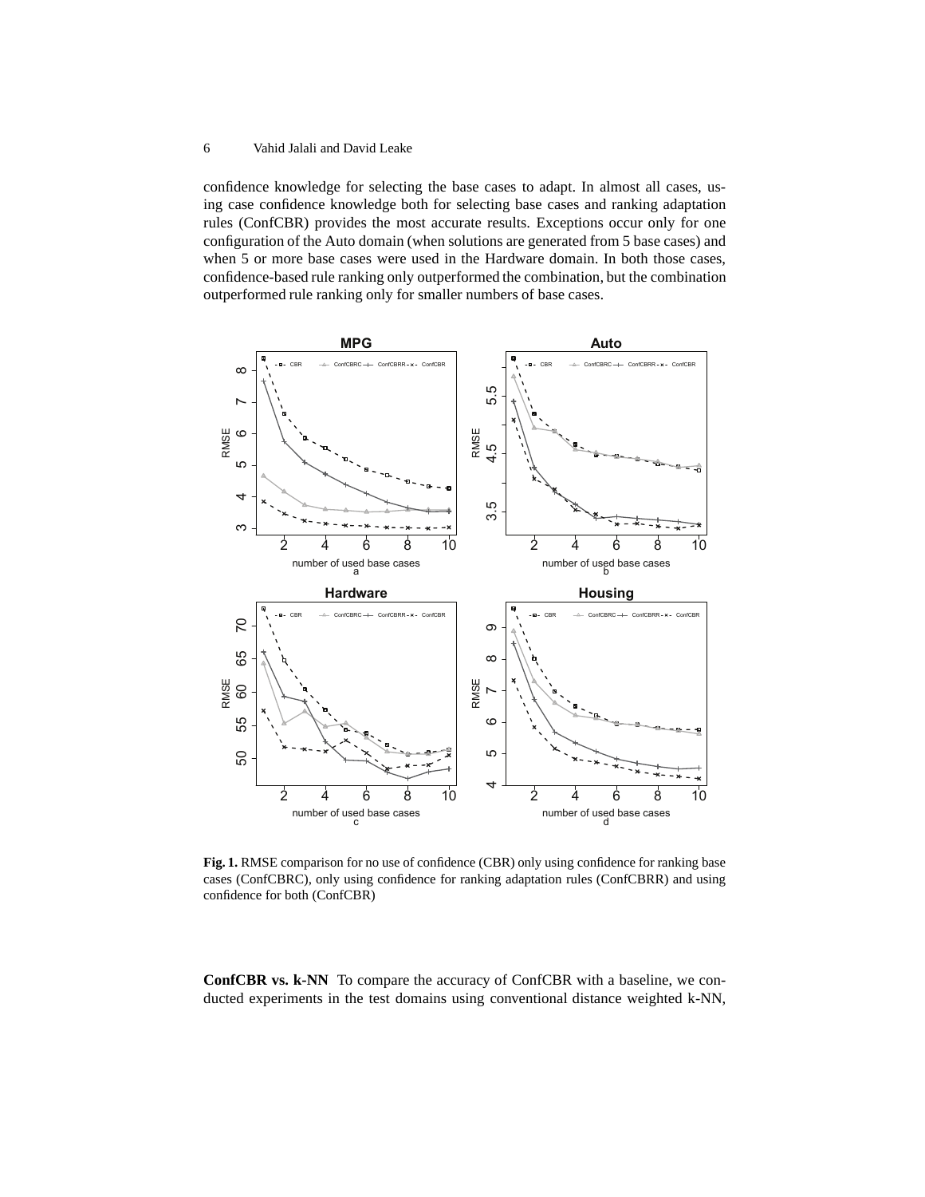confidence knowledge for selecting the base cases to adapt. In almost all cases, using case confidence knowledge both for selecting base cases and ranking adaptation rules (ConfCBR) provides the most accurate results. Exceptions occur only for one configuration of the Auto domain (when solutions are generated from 5 base cases) and when 5 or more base cases were used in the Hardware domain. In both those cases, confidence-based rule ranking only outperformed the combination, but the combination outperformed rule ranking only for smaller numbers of base cases.

MPG

CBR ConfCBRC ConfCBRR ConfCBR

RMSE

3 4 5 6 7 8

2 4 6 8 10

number of used base cases

a

Auto

CBR ConfCBRC ConfCBRR ConfCBR

RMSE

3.5 4.5 5.5

2 4 6 8 10

number of used base cases

b

Hardware

CBR ConfCBRC ConfCBRR ConfCBR

RMSE

50 55 60 65 70

2 4 6 8 10

number of used base cases

c

Housing

CBR ConfCBRC ConfCBRR ConfCBR

RMSE

4 5 6 7 8 9

2 4 6 8 10

number of used base cases

d

**Fig. 1.** RMSE comparison for no use of confidence (CBR) only using confidence for ranking base cases (ConfCBRC), only using confidence for ranking adaptation rules (ConfCBRR) and using confidence for both (ConfCBR)

**ConfCBR vs. k-NN** To compare the accuracy of ConfCBR with a baseline, we conducted experiments in the test domains using conventional distance weighted k-NN,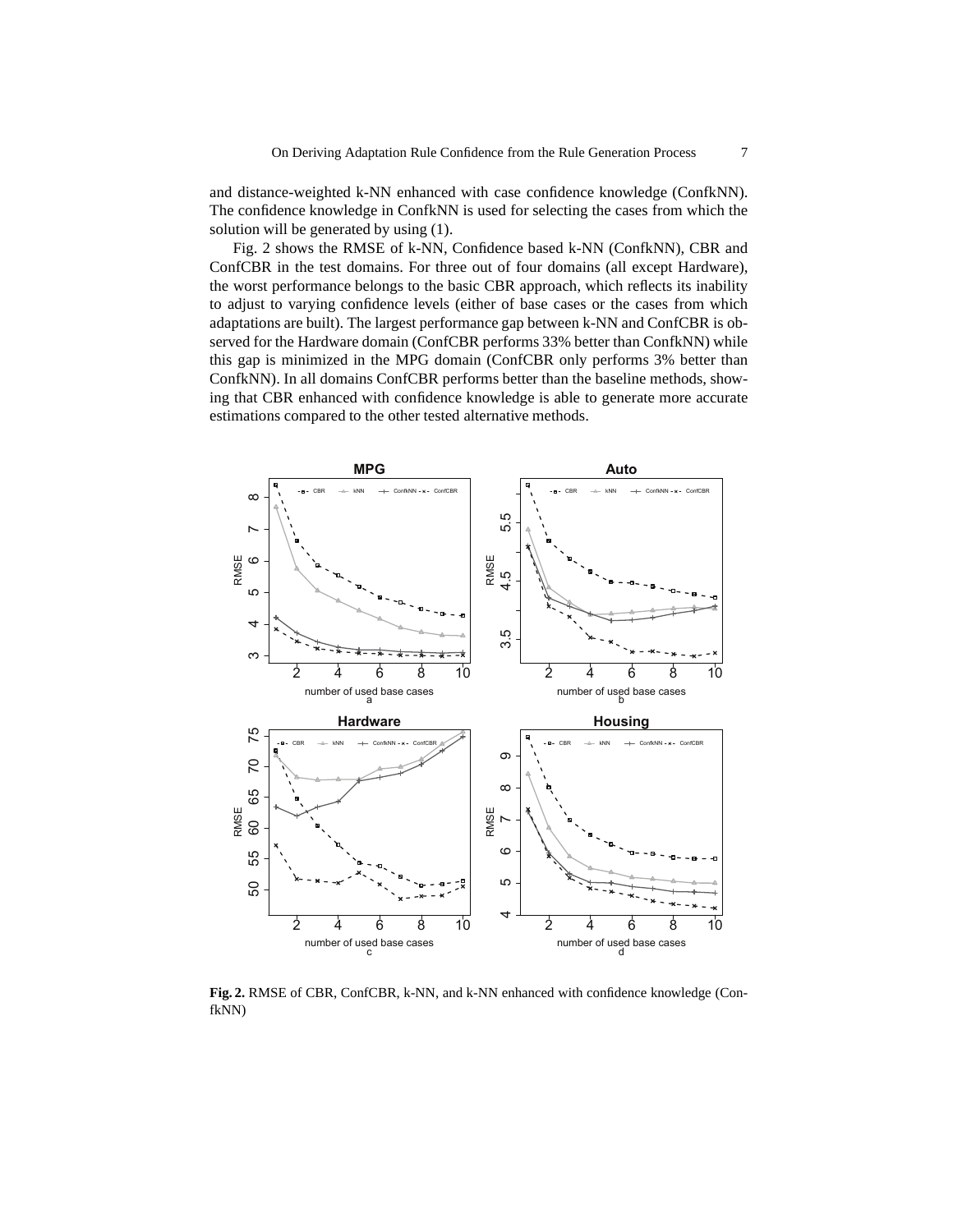and distance-weighted k-NN enhanced with case confidence knowledge (ConfkNN). The confidence knowledge in ConfkNN is used for selecting the cases from which the solution will be generated by using (1).

Fig. 2 shows the RMSE of k-NN, Confidence based k-NN (ConfkNN), CBR and ConfCBR in the test domains. For three out of four domains (all except Hardware), the worst performance belongs to the basic CBR approach, which reflects its inability to adjust to varying confidence levels (either of base cases or the cases from which adaptations are built). The largest performance gap between k-NN and ConfCBR is observed for the Hardware domain (ConfCBR performs 33% better than ConfkNN) while this gap is minimized in the MPG domain (ConfCBR only performs 3% better than ConfkNN). In all domains ConfCBR performs better than the baseline methods, showing that CBR enhanced with confidence knowledge is able to generate more accurate estimations compared to the other tested alternative methods.

MPG
CBR kNN ConfkNN ConfCBR
RMSE
3 4 5 6 7 8
2 4 6 8 10
number of used base cases
a

Auto
CBR kNN ConfkNN ConfCBR
RMSE
3.5 4.5 5.5
2 4 6 8 10
number of used base cases
b

Hardware
CBR kNN ConfkNN ConfCBR
RMSE
50 55 60 65 70 75
2 4 6 8 10
number of used base cases
c

Housing
CBR kNN ConfkNN ConfCBR
RMSE
4 5 6 7 8 9
2 4 6 8 10
number of used base cases
d

**Fig. 2.** RMSE of CBR, ConfCBR, k-NN, and k-NN enhanced with confidence knowledge (ConfkNN)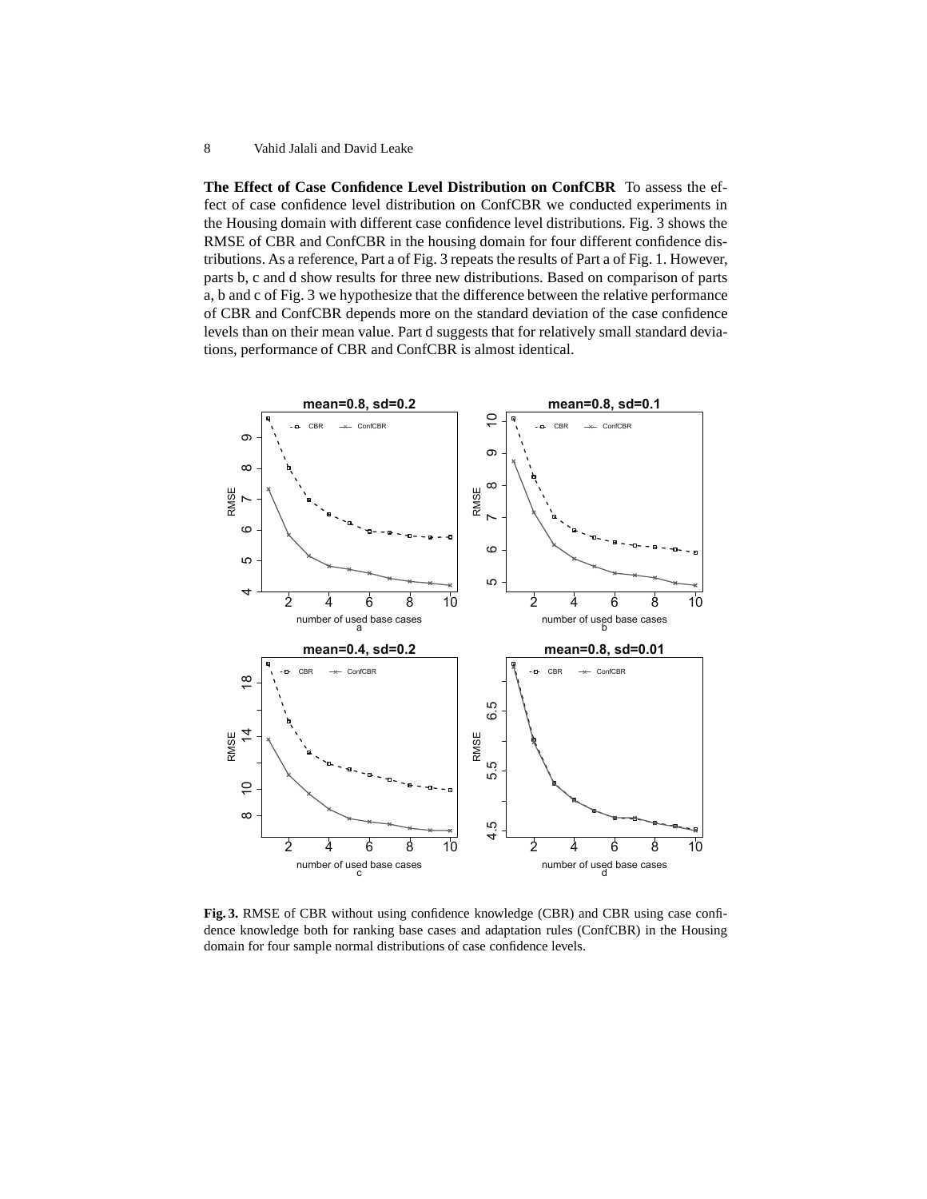**The Effect of Case Confidence Level Distribution on ConfCBR** To assess the effect of case confidence level distribution on ConfCBR we conducted experiments in the Housing domain with different case confidence level distributions. Fig. 3 shows the RMSE of CBR and ConfCBR in the housing domain for four different confidence distributions. As a reference, Part a of Fig. 3 repeats the results of Part a of Fig. 1. However, parts b, c and d show results for three new distributions. Based on comparison of parts a, b and c of Fig. 3 we hypothesize that the difference between the relative performance of CBR and ConfCBR depends more on the standard deviation of the case confidence levels than on their mean value. Part d suggests that for relatively small standard deviations, performance of CBR and ConfCBR is almost identical.

mean=0.8, sd=0.2

CBR ConfCBR

RMSE

4 5 6 7 8 9

2 4 6 8 10

number of used base cases

a

mean=0.8, sd=0.1

CBR ConfCBR

RMSE

5 6 7 8 9 10

2 4 6 8 10

number of used base cases

b

mean=0.4, sd=0.2

CBR ConfCBR

RMSE

8 10 14 18

2 4 6 8 10

number of used base cases

c

mean=0.8, sd=0.01

CBR ConfCBR

RMSE

4.5 5.5 6.5

2 4 6 8 10

number of used base cases

d

**Fig. 3.** RMSE of CBR without using confidence knowledge (CBR) and CBR using case confidence knowledge both for ranking base cases and adaptation rules (ConfCBR) in the Housing domain for four sample normal distributions of case confidence levels.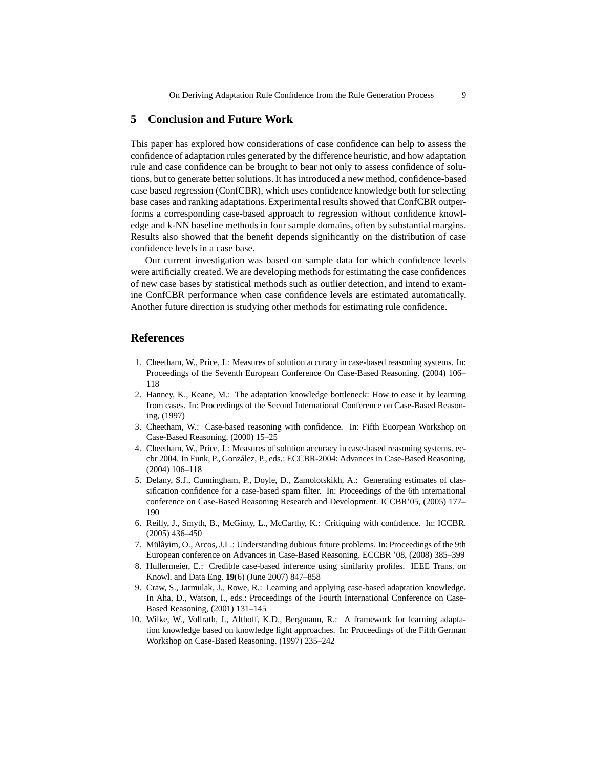## 5 Conclusion and Future Work

This paper has explored how considerations of case confidence can help to assess the confidence of adaptation rules generated by the difference heuristic, and how adaptation rule and case confidence can be brought to bear not only to assess confidence of solutions, but to generate better solutions. It has introduced a new method, confidence-based case based regression (ConfCBR), which uses confidence knowledge both for selecting base cases and ranking adaptations. Experimental results showed that ConfCBR outperforms a corresponding case-based approach to regression without confidence knowledge and k-NN baseline methods in four sample domains, often by substantial margins. Results also showed that the benefit depends significantly on the distribution of case confidence levels in a case base.

Our current investigation was based on sample data for which confidence levels were artificially created. We are developing methods for estimating the case confidences of new case bases by statistical methods such as outlier detection, and intend to examine ConfCBR performance when case confidence levels are estimated automatically. Another future direction is studying other methods for estimating rule confidence.

## References

1. Cheetham, W., Price, J.: Measures of solution accuracy in case-based reasoning systems. In: Proceedings of the Seventh European Conference On Case-Based Reasoning. (2004) 106–118
2. Hanney, K., Keane, M.: The adaptation knowledge bottleneck: How to ease it by learning from cases. In: Proceedings of the Second International Conference on Case-Based Reasoning, (1997)
3. Cheetham, W.: Case-based reasoning with confidence. In: Fifth Euorpean Workshop on Case-Based Reasoning. (2000) 15–25
4. Cheetham, W., Price, J.: Measures of solution accuracy in case-based reasoning systems. eccbr 2004. In Funk, P., González, P., eds.: ECCBR-2004: Advances in Case-Based Reasoning, (2004) 106–118
5. Delany, S.J., Cunningham, P., Doyle, D., Zamolotskikh, A.: Generating estimates of classification confidence for a case-based spam filter. In: Proceedings of the 6th international conference on Case-Based Reasoning Research and Development. ICCBR'05, (2005) 177–190
6. Reilly, J., Smyth, B., McGinty, L., McCarthy, K.: Critiquing with confidence. In: ICCBR. (2005) 436–450
7. Mülâyim, O., Arcos, J.L.: Understanding dubious future problems. In: Proceedings of the 9th European conference on Advances in Case-Based Reasoning. ECCBR '08, (2008) 385–399
8. Hullermeier, E.: Credible case-based inference using similarity profiles. IEEE Trans. on Knowl. and Data Eng. **19**(6) (June 2007) 847–858
9. Craw, S., Jarmulak, J., Rowe, R.: Learning and applying case-based adaptation knowledge. In Aha, D., Watson, I., eds.: Proceedings of the Fourth International Conference on Case-Based Reasoning, (2001) 131–145
10. Wilke, W., Vollrath, I., Althoff, K.D., Bergmann, R.: A framework for learning adaptation knowledge based on knowledge light approaches. In: Proceedings of the Fifth German Workshop on Case-Based Reasoning. (1997) 235–242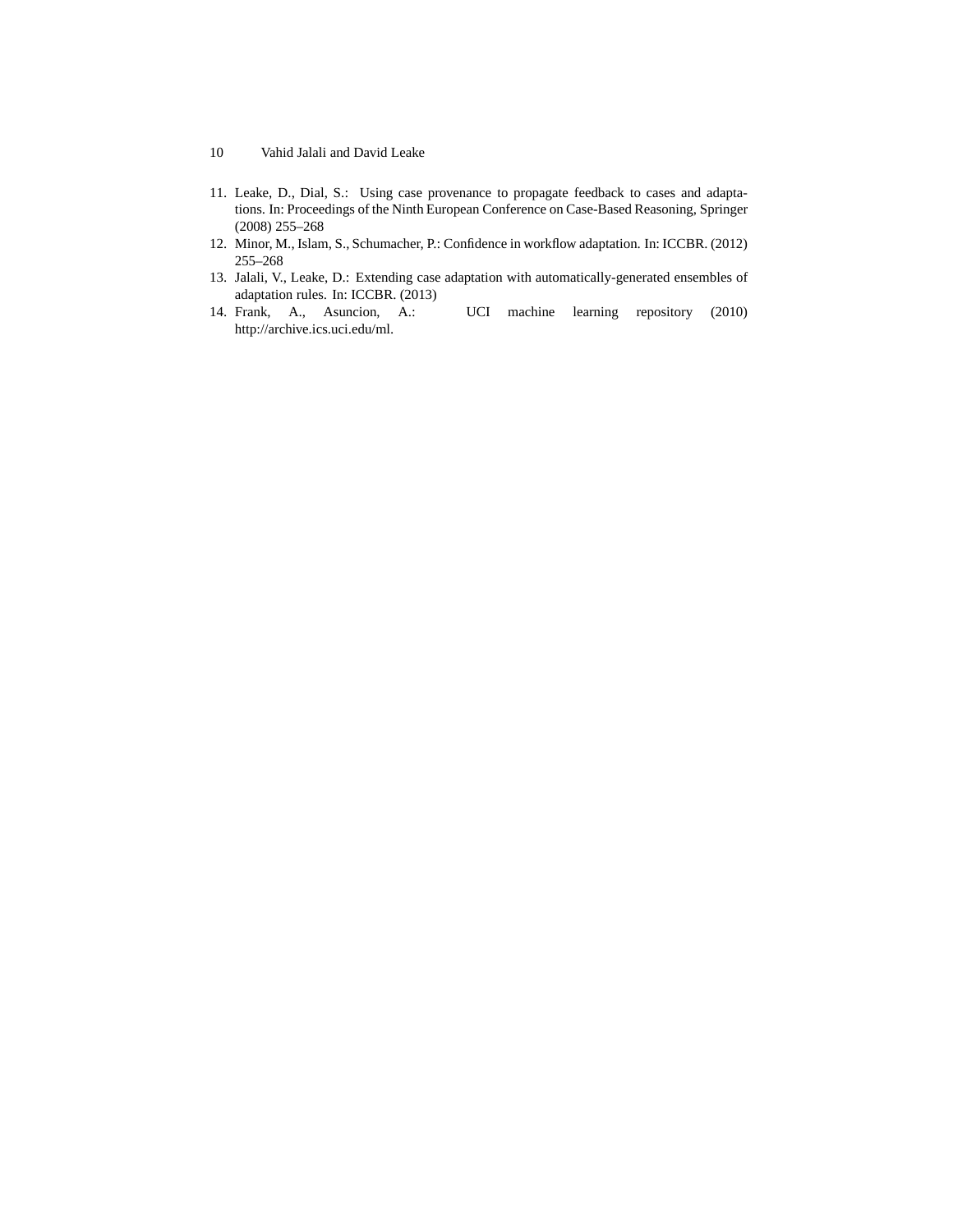11. Leake, D., Dial, S.: Using case provenance to propagate feedback to cases and adaptations. In: Proceedings of the Ninth European Conference on Case-Based Reasoning, Springer (2008) 255–268
12. Minor, M., Islam, S., Schumacher, P.: Confidence in workflow adaptation. In: ICCBR. (2012) 255–268
13. Jalali, V., Leake, D.: Extending case adaptation with automatically-generated ensembles of adaptation rules. In: ICCBR. (2013)
14. Frank, A., Asuncion, A.: UCI machine learning repository (2010) http://archive.ics.uci.edu/ml.